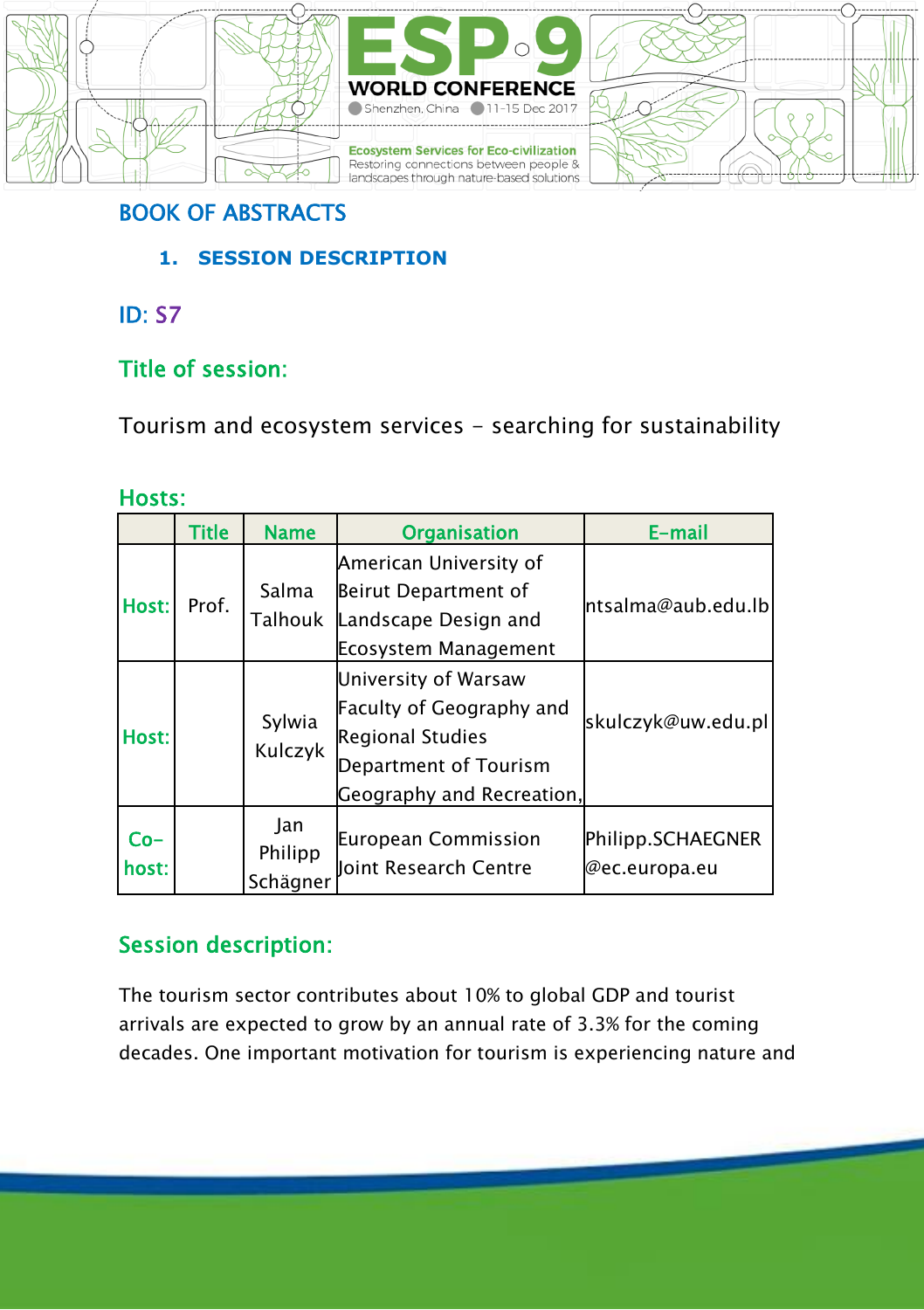# BOOK OF ABSTRACTS

## 1. SESSION DESCRIPTION

### ID: S7

### Title of session:

Tourism and ecosystem services – searching for sustainability

### Hosts:

| | Title | Name | Organisation | E-mail |
|---|---|---|---|---|
| Host: | Prof. | Salma Talhouk | American University of Beirut Department of Landscape Design and Ecosystem Management | ntsalma@aub.edu.lb |
| Host: | | Sylwia Kulczyk | University of Warsaw Faculty of Geography and Regional Studies Department of Tourism Geography and Recreation, | skulczyk@uw.edu.pl |
| Co-host: | | Jan Philipp Schägner | European Commission Joint Research Centre | Philipp.SCHAEGNER@ec.europa.eu |

### Session description:

The tourism sector contributes about 10% to global GDP and tourist arrivals are expected to grow by an annual rate of 3.3% for the coming decades. One important motivation for tourism is experiencing nature and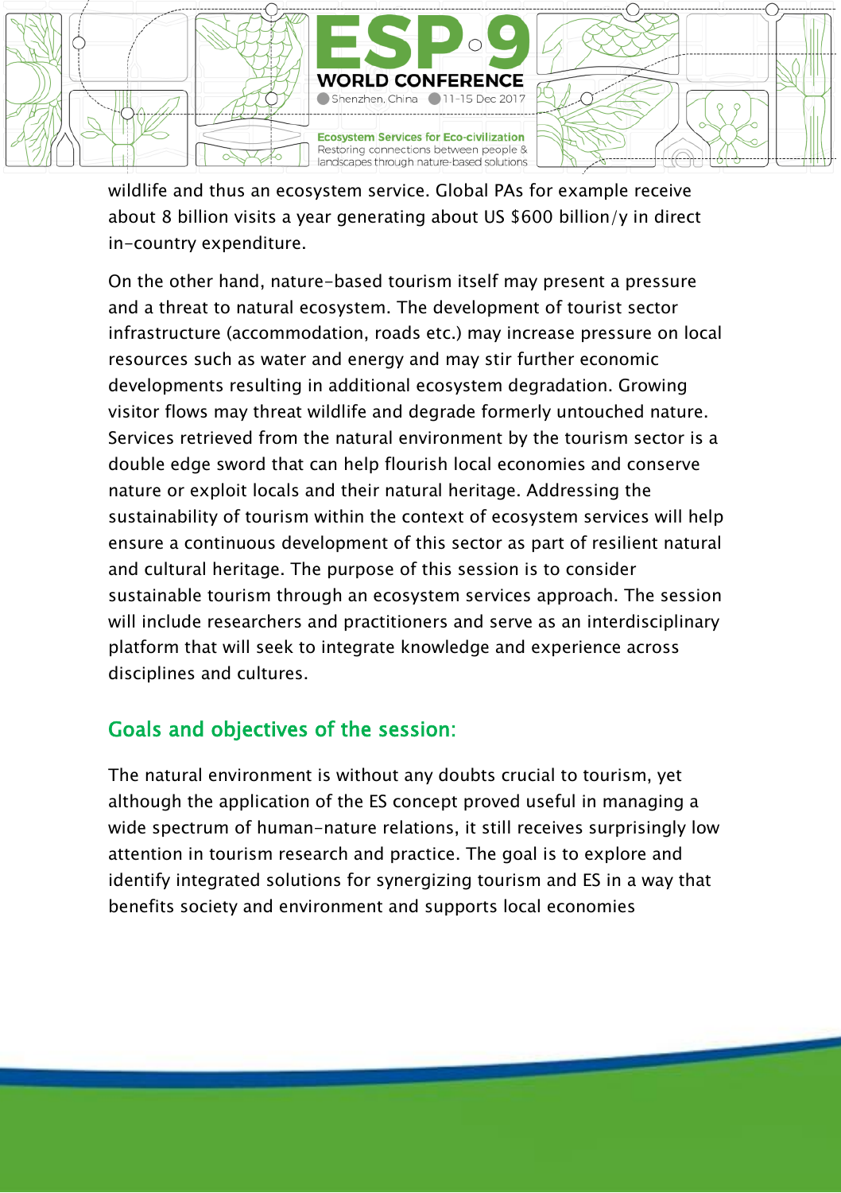wildlife and thus an ecosystem service. Global PAs for example receive about 8 billion visits a year generating about US $600 billion/y in direct in-country expenditure.

On the other hand, nature-based tourism itself may present a pressure and a threat to natural ecosystem. The development of tourist sector infrastructure (accommodation, roads etc.) may increase pressure on local resources such as water and energy and may stir further economic developments resulting in additional ecosystem degradation. Growing visitor flows may threat wildlife and degrade formerly untouched nature. Services retrieved from the natural environment by the tourism sector is a double edge sword that can help flourish local economies and conserve nature or exploit locals and their natural heritage. Addressing the sustainability of tourism within the context of ecosystem services will help ensure a continuous development of this sector as part of resilient natural and cultural heritage. The purpose of this session is to consider sustainable tourism through an ecosystem services approach. The session will include researchers and practitioners and serve as an interdisciplinary platform that will seek to integrate knowledge and experience across disciplines and cultures.

## Goals and objectives of the session:

The natural environment is without any doubts crucial to tourism, yet although the application of the ES concept proved useful in managing a wide spectrum of human-nature relations, it still receives surprisingly low attention in tourism research and practice. The goal is to explore and identify integrated solutions for synergizing tourism and ES in a way that benefits society and environment and supports local economies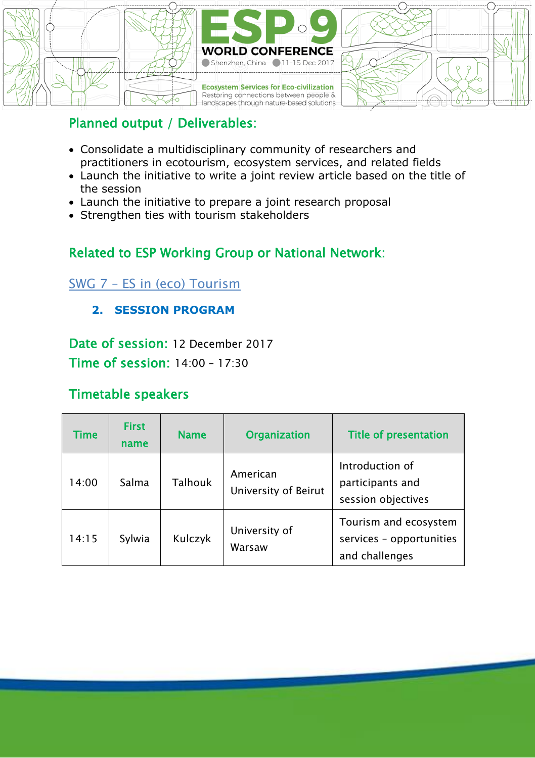## Planned output / Deliverables:

- Consolidate a multidisciplinary community of researchers and practitioners in ecotourism, ecosystem services, and related fields
- Launch the initiative to write a joint review article based on the title of the session
- Launch the initiative to prepare a joint research proposal
- Strengthen ties with tourism stakeholders

## Related to ESP Working Group or National Network:

SWG 7 – ES in (eco) Tourism

### 2. SESSION PROGRAM

**Date of session:** 12 December 2017

**Time of session:** 14:00 – 17:30

## Timetable speakers

| Time | First name | Name | Organization | Title of presentation |
| --- | --- | --- | --- | --- |
| 14:00 | Salma | Talhouk | American University of Beirut | Introduction of participants and session objectives |
| 14:15 | Sylwia | Kulczyk | University of Warsaw | Tourism and ecosystem services – opportunities and challenges |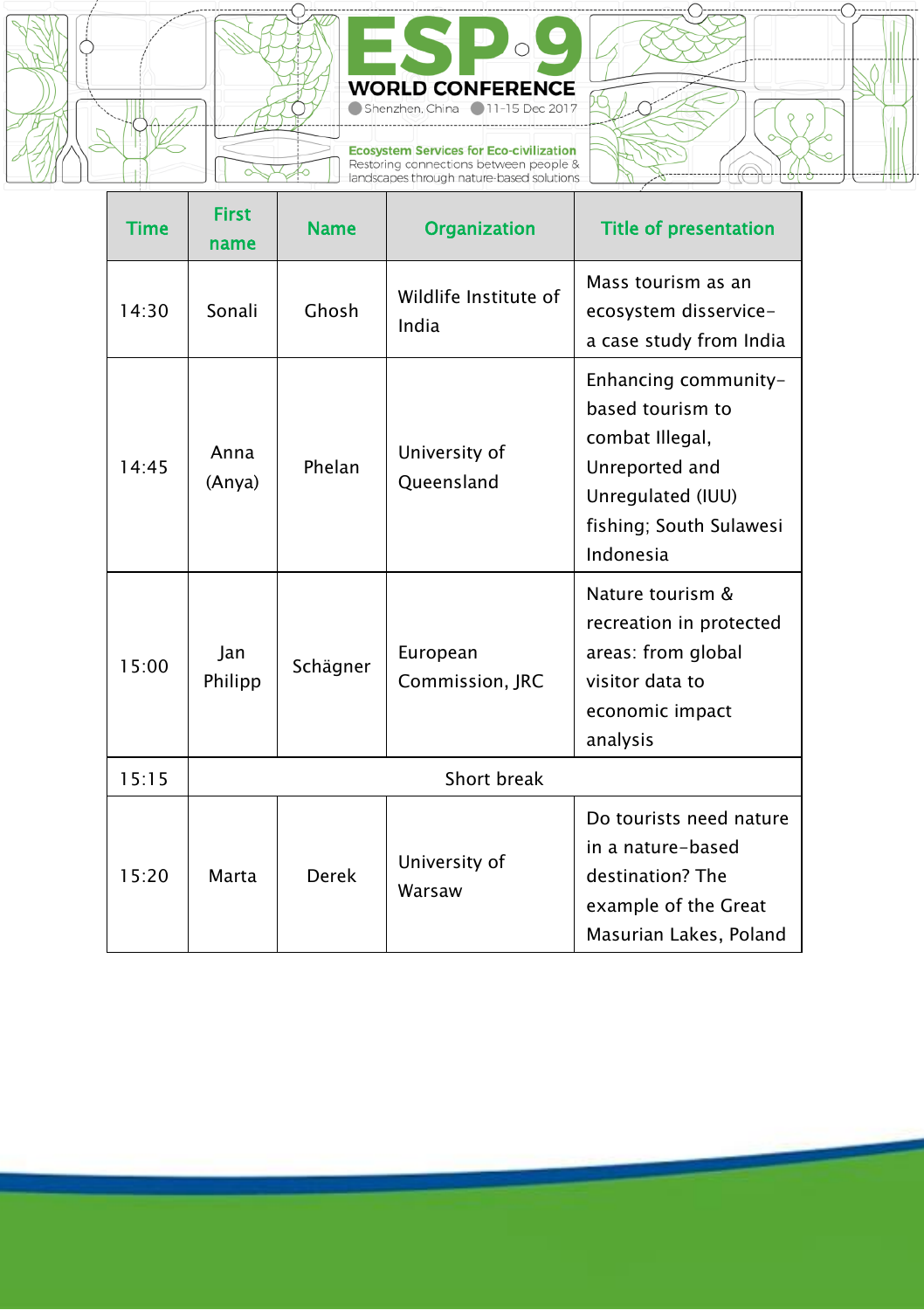| Time | First name | Name | Organization | Title of presentation |
|---|---|---|---|---|
| 14:30 | Sonali | Ghosh | Wildlife Institute of India | Mass tourism as an ecosystem disservice– a case study from India |
| 14:45 | Anna (Anya) | Phelan | University of Queensland | Enhancing community-based tourism to combat Illegal, Unreported and Unregulated (IUU) fishing; South Sulawesi Indonesia |
| 15:00 | Jan Philipp | Schägner | European Commission, JRC | Nature tourism & recreation in protected areas: from global visitor data to economic impact analysis |
| 15:15 | Short break | | | |
| 15:20 | Marta | Derek | University of Warsaw | Do tourists need nature in a nature-based destination? The example of the Great Masurian Lakes, Poland |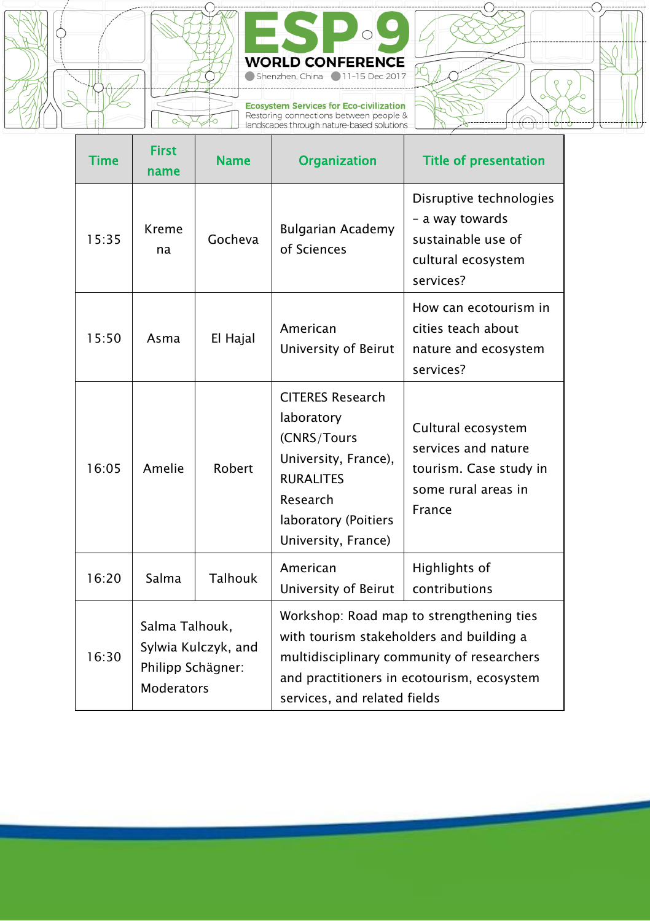| Time | First name | Name | Organization | Title of presentation |
|---|---|---|---|---|
| 15:35 | Kremena | Gocheva | Bulgarian Academy of Sciences | Disruptive technologies – a way towards sustainable use of cultural ecosystem services? |
| 15:50 | Asma | El Hajal | American University of Beirut | How can ecotourism in cities teach about nature and ecosystem services? |
| 16:05 | Amelie | Robert | CITERES Research laboratory (CNRS/Tours University, France), RURALITES Research laboratory (Poitiers University, France) | Cultural ecosystem services and nature tourism. Case study in some rural areas in France |
| 16:20 | Salma | Talhouk | American University of Beirut | Highlights of contributions |
| 16:30 | Salma Talhouk, Sylwia Kulczyk, and Philipp Schägner: Moderators | | Workshop: Road map to strengthening ties with tourism stakeholders and building a multidisciplinary community of researchers and practitioners in ecotourism, ecosystem services, and related fields | |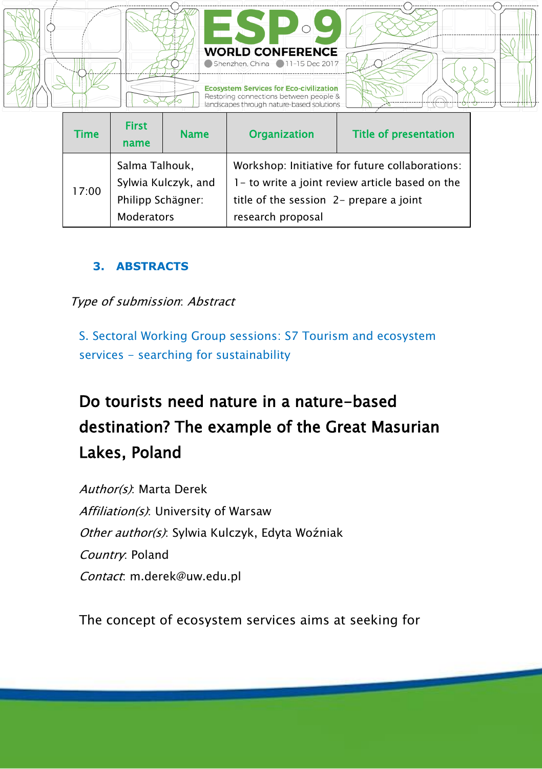| Time | First name | Name | Organization | Title of presentation |
|---|---|---|---|---|
| 17:00 | Salma Talhouk, Sylwia Kulczyk, and Philipp Schägner: Moderators | | Workshop: Initiative for future collaborations: 1- to write a joint review article based on the title of the session 2- prepare a joint research proposal | |

## 3. ABSTRACTS

*Type of submission*: *Abstract*

S. Sectoral Working Group sessions: S7 Tourism and ecosystem services – searching for sustainability

# Do tourists need nature in a nature-based destination? The example of the Great Masurian Lakes, Poland

*Author(s)*: Marta Derek
*Affiliation(s)*: University of Warsaw
*Other author(s)*: Sylwia Kulczyk, Edyta Woźniak
*Country*: Poland
*Contact*: m.derek@uw.edu.pl

The concept of ecosystem services aims at seeking for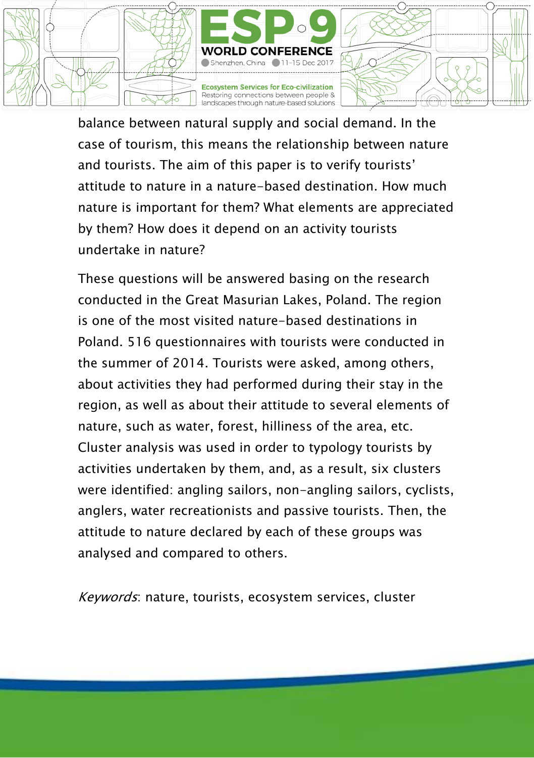balance between natural supply and social demand. In the case of tourism, this means the relationship between nature and tourists. The aim of this paper is to verify tourists' attitude to nature in a nature-based destination. How much nature is important for them? What elements are appreciated by them? How does it depend on an activity tourists undertake in nature?

These questions will be answered basing on the research conducted in the Great Masurian Lakes, Poland. The region is one of the most visited nature-based destinations in Poland. 516 questionnaires with tourists were conducted in the summer of 2014. Tourists were asked, among others, about activities they had performed during their stay in the region, as well as about their attitude to several elements of nature, such as water, forest, hilliness of the area, etc. Cluster analysis was used in order to typology tourists by activities undertaken by them, and, as a result, six clusters were identified: angling sailors, non-angling sailors, cyclists, anglers, water recreationists and passive tourists. Then, the attitude to nature declared by each of these groups was analysed and compared to others.

*Keywords*: nature, tourists, ecosystem services, cluster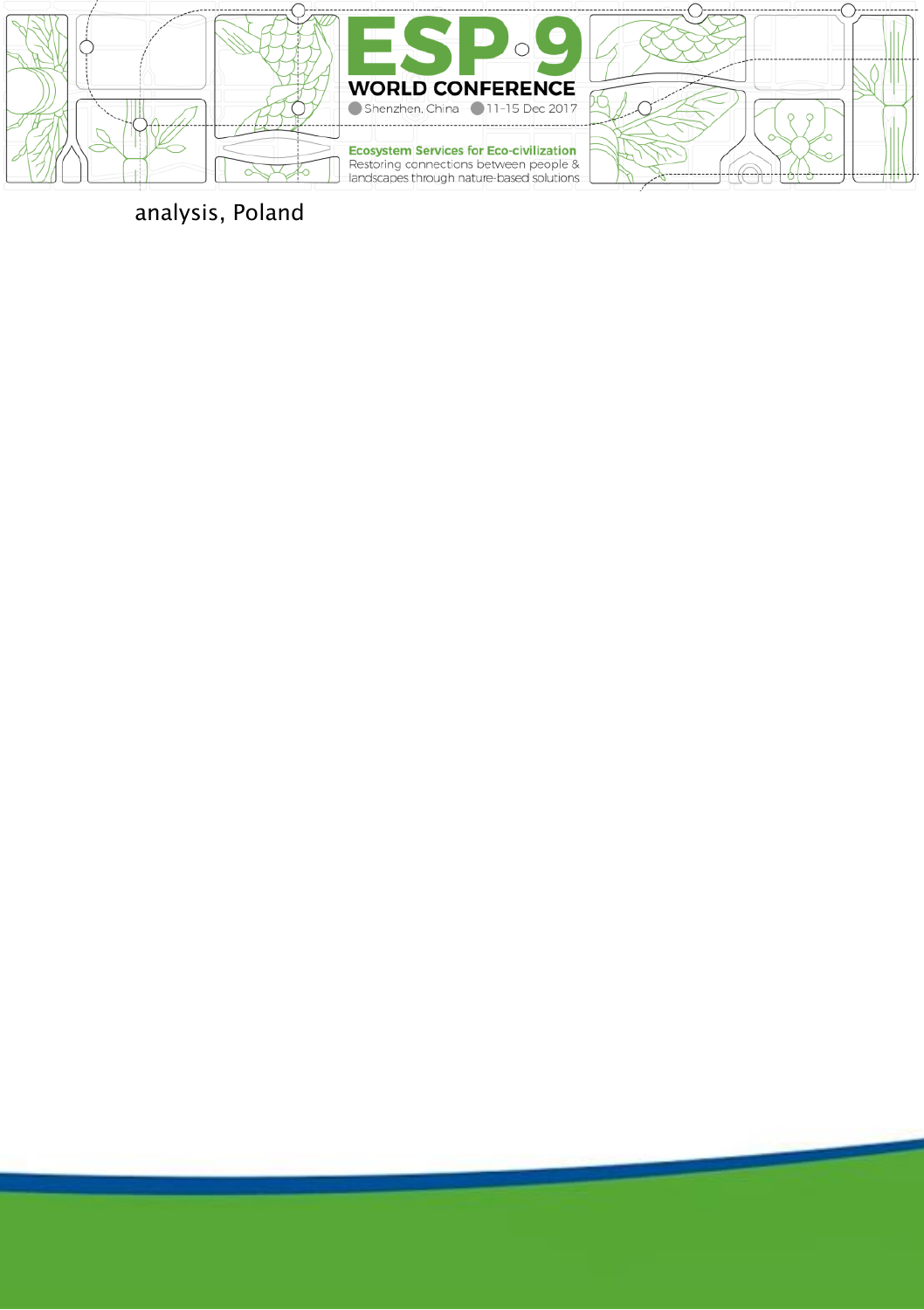analysis, Poland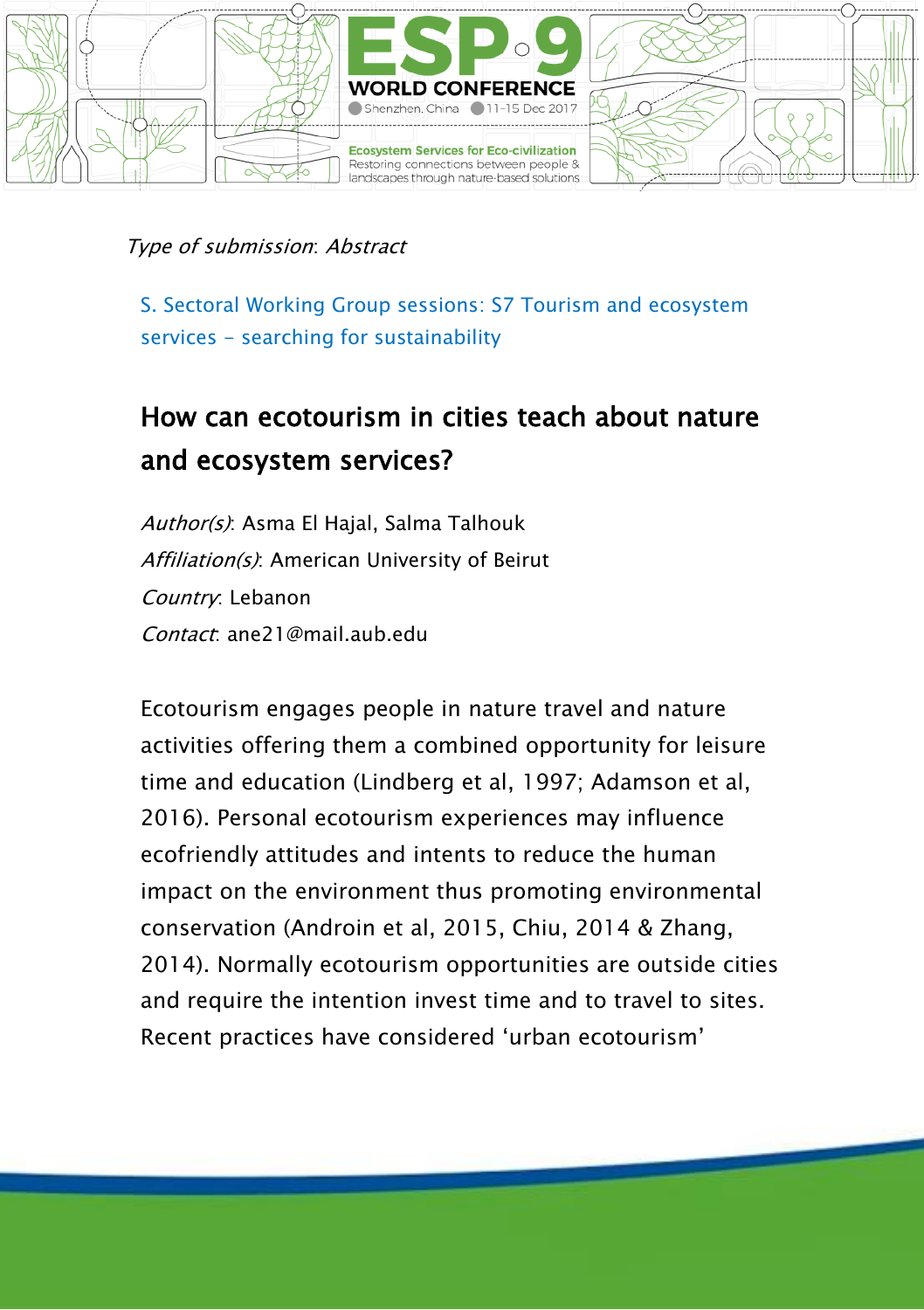*Type of submission*: *Abstract*

S. Sectoral Working Group sessions: S7 Tourism and ecosystem services – searching for sustainability

## How can ecotourism in cities teach about nature and ecosystem services?

*Author(s)*: Asma El Hajal, Salma Talhouk
*Affiliation(s)*: American University of Beirut
*Country*: Lebanon
*Contact*: ane21@mail.aub.edu

Ecotourism engages people in nature travel and nature activities offering them a combined opportunity for leisure time and education (Lindberg et al, 1997; Adamson et al, 2016). Personal ecotourism experiences may influence ecofriendly attitudes and intents to reduce the human impact on the environment thus promoting environmental conservation (Androin et al, 2015, Chiu, 2014 & Zhang, 2014). Normally ecotourism opportunities are outside cities and require the intention invest time and to travel to sites. Recent practices have considered 'urban ecotourism'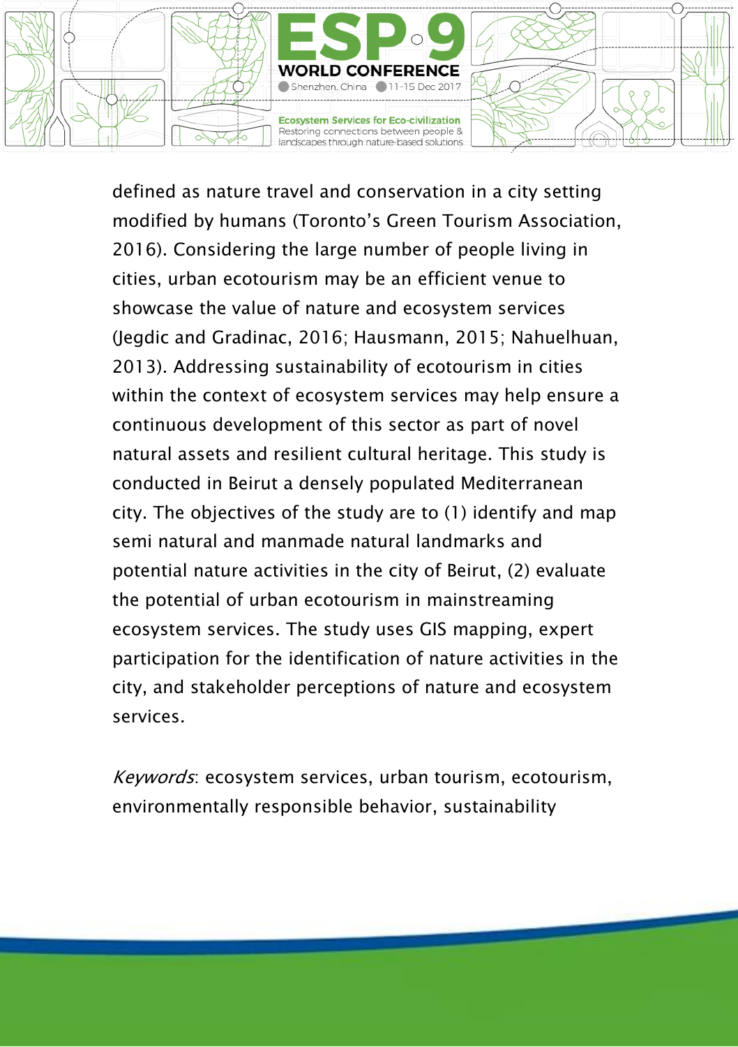defined as nature travel and conservation in a city setting modified by humans (Toronto's Green Tourism Association, 2016). Considering the large number of people living in cities, urban ecotourism may be an efficient venue to showcase the value of nature and ecosystem services (Jegdic and Gradinac, 2016; Hausmann, 2015; Nahuelhuan, 2013). Addressing sustainability of ecotourism in cities within the context of ecosystem services may help ensure a continuous development of this sector as part of novel natural assets and resilient cultural heritage. This study is conducted in Beirut a densely populated Mediterranean city. The objectives of the study are to (1) identify and map semi natural and manmade natural landmarks and potential nature activities in the city of Beirut, (2) evaluate the potential of urban ecotourism in mainstreaming ecosystem services. The study uses GIS mapping, expert participation for the identification of nature activities in the city, and stakeholder perceptions of nature and ecosystem services.

*Keywords*: ecosystem services, urban tourism, ecotourism, environmentally responsible behavior, sustainability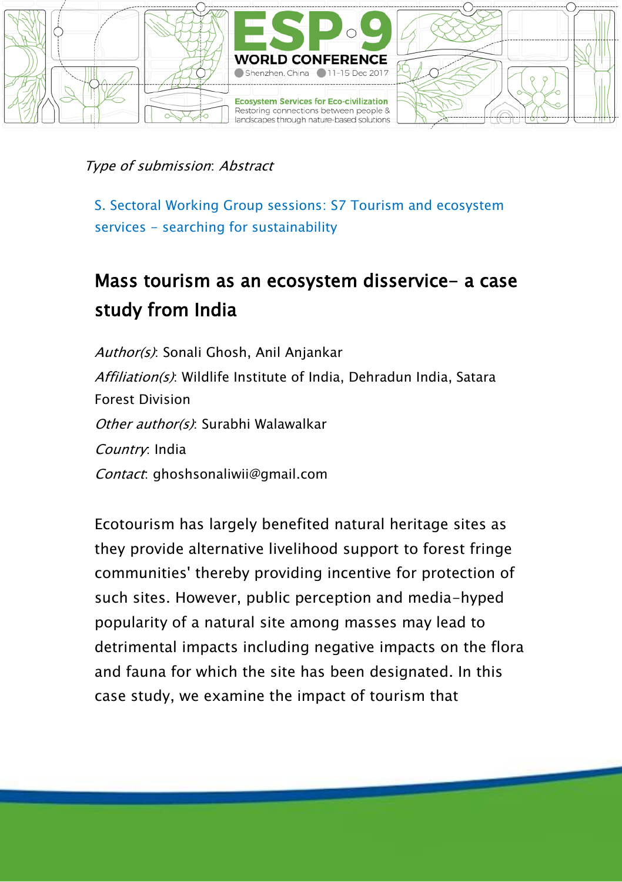*Type of submission*: Abstract

S. Sectoral Working Group sessions: S7 Tourism and ecosystem services - searching for sustainability

## Mass tourism as an ecosystem disservice- a case study from India

*Author(s)*: Sonali Ghosh, Anil Anjankar

*Affiliation(s)*: Wildlife Institute of India, Dehradun India, Satara Forest Division

*Other author(s)*: Surabhi Walawalkar

*Country*: India

*Contact*: ghoshsonaliwii@gmail.com

Ecotourism has largely benefited natural heritage sites as they provide alternative livelihood support to forest fringe communities' thereby providing incentive for protection of such sites. However, public perception and media-hyped popularity of a natural site among masses may lead to detrimental impacts including negative impacts on the flora and fauna for which the site has been designated. In this case study, we examine the impact of tourism that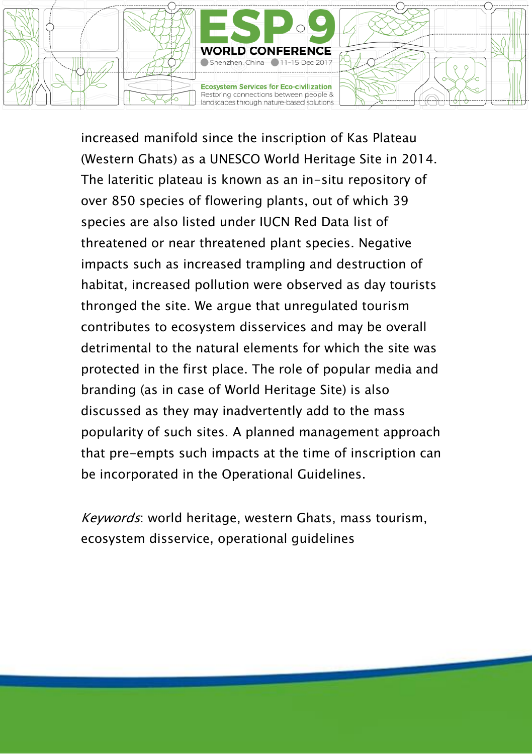increased manifold since the inscription of Kas Plateau (Western Ghats) as a UNESCO World Heritage Site in 2014. The lateritic plateau is known as an in-situ repository of over 850 species of flowering plants, out of which 39 species are also listed under IUCN Red Data list of threatened or near threatened plant species. Negative impacts such as increased trampling and destruction of habitat, increased pollution were observed as day tourists thronged the site. We argue that unregulated tourism contributes to ecosystem disservices and may be overall detrimental to the natural elements for which the site was protected in the first place. The role of popular media and branding (as in case of World Heritage Site) is also discussed as they may inadvertently add to the mass popularity of such sites. A planned management approach that pre-empts such impacts at the time of inscription can be incorporated in the Operational Guidelines.

*Keywords*: world heritage, western Ghats, mass tourism, ecosystem disservice, operational guidelines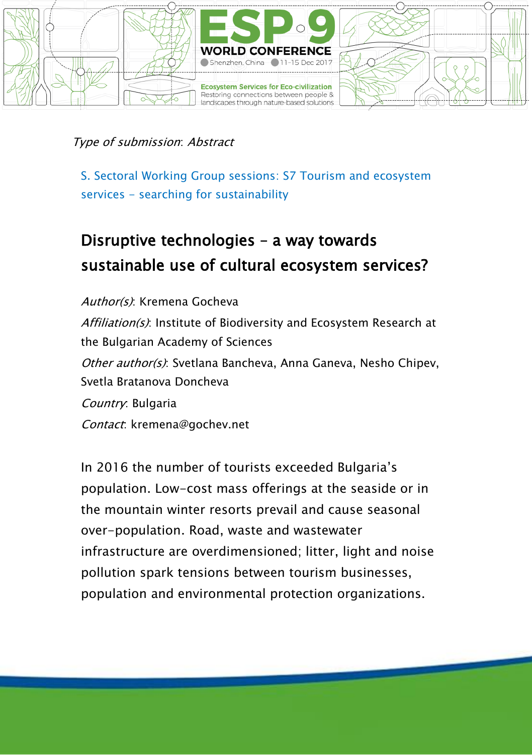*Type of submission*: Abstract

S. Sectoral Working Group sessions: S7 Tourism and ecosystem services – searching for sustainability

## Disruptive technologies – a way towards sustainable use of cultural ecosystem services?

*Author(s)*: Kremena Gocheva

*Affiliation(s)*: Institute of Biodiversity and Ecosystem Research at the Bulgarian Academy of Sciences

*Other author(s)*: Svetlana Bancheva, Anna Ganeva, Nesho Chipev, Svetla Bratanova Doncheva

*Country*: Bulgaria

*Contact*: kremena@gochev.net

In 2016 the number of tourists exceeded Bulgaria's population. Low-cost mass offerings at the seaside or in the mountain winter resorts prevail and cause seasonal over-population. Road, waste and wastewater infrastructure are overdimensioned; litter, light and noise pollution spark tensions between tourism businesses, population and environmental protection organizations.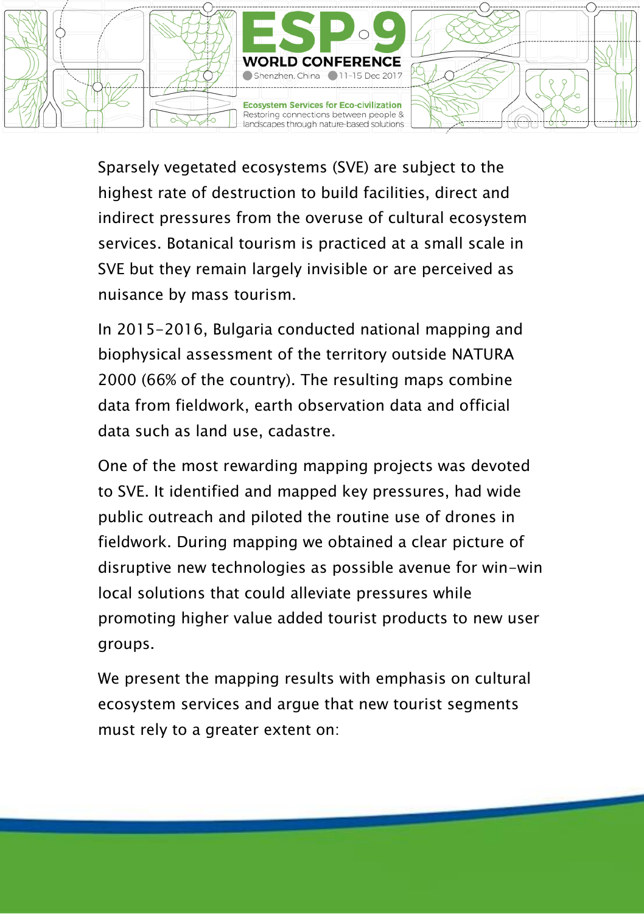Sparsely vegetated ecosystems (SVE) are subject to the highest rate of destruction to build facilities, direct and indirect pressures from the overuse of cultural ecosystem services. Botanical tourism is practiced at a small scale in SVE but they remain largely invisible or are perceived as nuisance by mass tourism.

In 2015-2016, Bulgaria conducted national mapping and biophysical assessment of the territory outside NATURA 2000 (66% of the country). The resulting maps combine data from fieldwork, earth observation data and official data such as land use, cadastre.

One of the most rewarding mapping projects was devoted to SVE. It identified and mapped key pressures, had wide public outreach and piloted the routine use of drones in fieldwork. During mapping we obtained a clear picture of disruptive new technologies as possible avenue for win-win local solutions that could alleviate pressures while promoting higher value added tourist products to new user groups.

We present the mapping results with emphasis on cultural ecosystem services and argue that new tourist segments must rely to a greater extent on: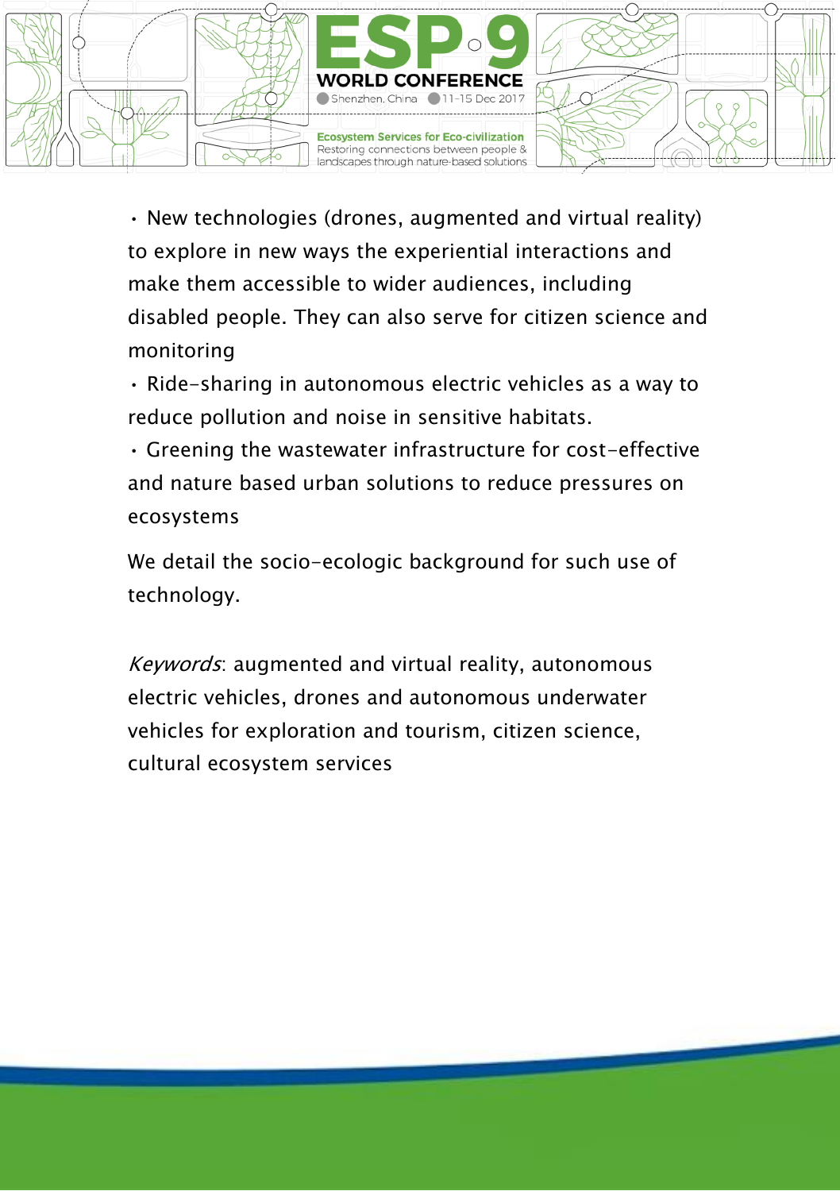- New technologies (drones, augmented and virtual reality) to explore in new ways the experiential interactions and make them accessible to wider audiences, including disabled people. They can also serve for citizen science and monitoring
- Ride-sharing in autonomous electric vehicles as a way to reduce pollution and noise in sensitive habitats.
- Greening the wastewater infrastructure for cost-effective and nature based urban solutions to reduce pressures on ecosystems

We detail the socio-ecologic background for such use of technology.

*Keywords*: augmented and virtual reality, autonomous electric vehicles, drones and autonomous underwater vehicles for exploration and tourism, citizen science, cultural ecosystem services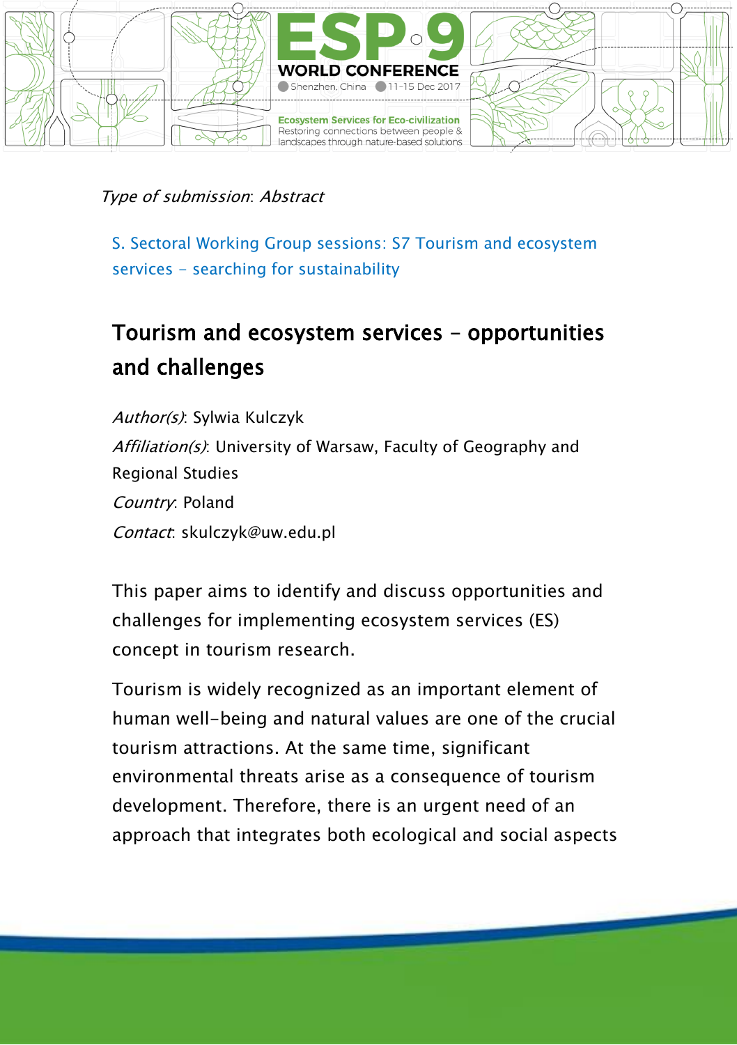*Type of submission*: *Abstract*

S. Sectoral Working Group sessions: S7 Tourism and ecosystem services – searching for sustainability

# Tourism and ecosystem services – opportunities and challenges

*Author(s)*: Sylwia Kulczyk

*Affiliation(s)*: University of Warsaw, Faculty of Geography and Regional Studies

*Country*: Poland

*Contact*: skulczyk@uw.edu.pl

This paper aims to identify and discuss opportunities and challenges for implementing ecosystem services (ES) concept in tourism research.

Tourism is widely recognized as an important element of human well-being and natural values are one of the crucial tourism attractions. At the same time, significant environmental threats arise as a consequence of tourism development. Therefore, there is an urgent need of an approach that integrates both ecological and social aspects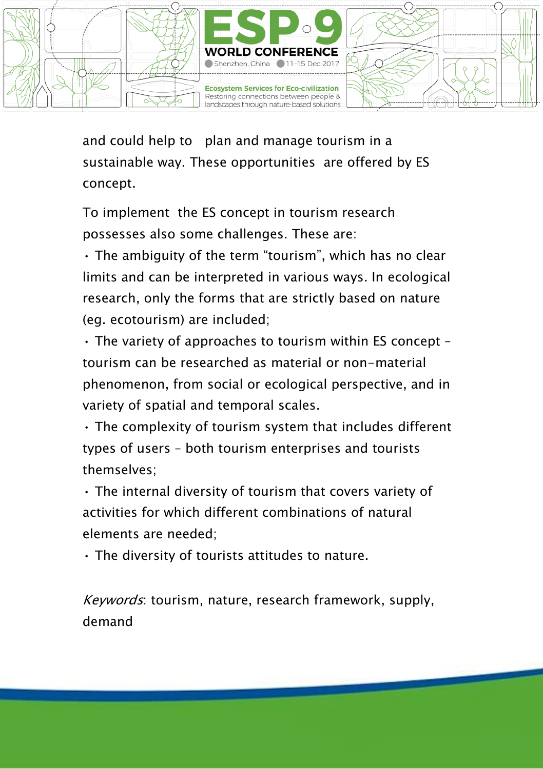and could help to  plan and manage tourism in a sustainable way. These opportunities  are offered by ES concept.

To implement  the ES concept in tourism research possesses also some challenges. These are:

- The ambiguity of the term “tourism”, which has no clear limits and can be interpreted in various ways. In ecological research, only the forms that are strictly based on nature (eg. ecotourism) are included;
- The variety of approaches to tourism within ES concept – tourism can be researched as material or non-material phenomenon, from social or ecological perspective, and in variety of spatial and temporal scales.
- The complexity of tourism system that includes different types of users – both tourism enterprises and tourists themselves;
- The internal diversity of tourism that covers variety of activities for which different combinations of natural elements are needed;
- The diversity of tourists attitudes to nature.

*Keywords*: tourism, nature, research framework, supply, demand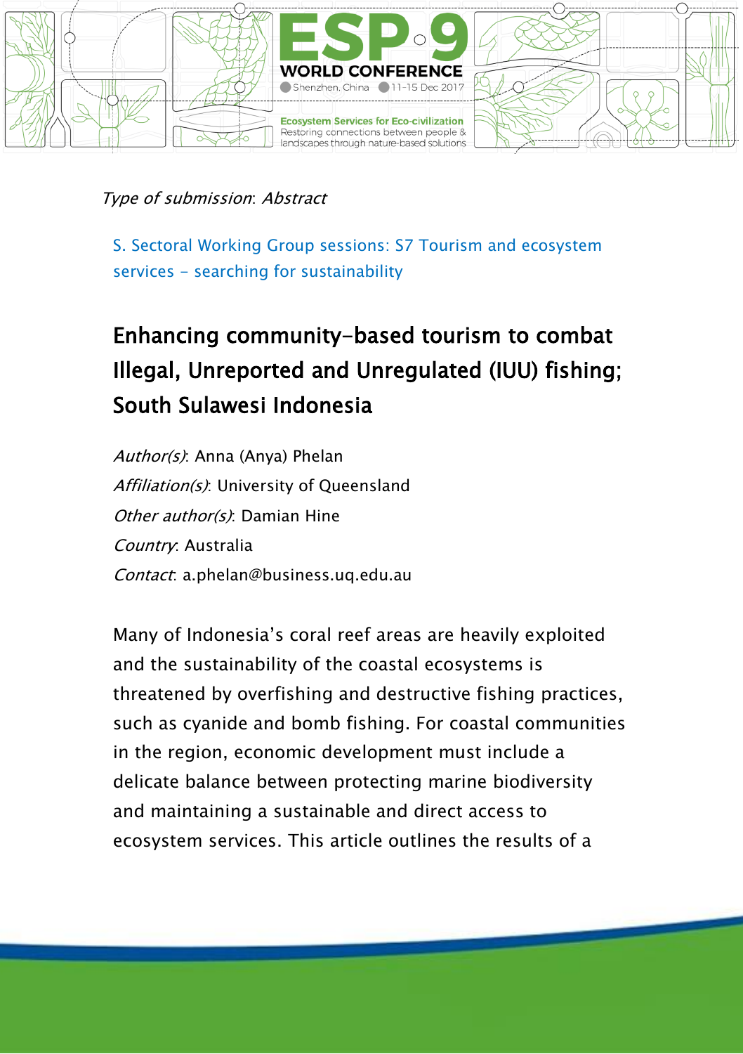*Type of submission*: Abstract

S. Sectoral Working Group sessions: S7 Tourism and ecosystem services - searching for sustainability

# Enhancing community-based tourism to combat Illegal, Unreported and Unregulated (IUU) fishing; South Sulawesi Indonesia

*Author(s)*: Anna (Anya) Phelan
*Affiliation(s)*: University of Queensland
*Other author(s)*: Damian Hine
*Country*: Australia
*Contact*: a.phelan@business.uq.edu.au

Many of Indonesia's coral reef areas are heavily exploited and the sustainability of the coastal ecosystems is threatened by overfishing and destructive fishing practices, such as cyanide and bomb fishing. For coastal communities in the region, economic development must include a delicate balance between protecting marine biodiversity and maintaining a sustainable and direct access to ecosystem services. This article outlines the results of a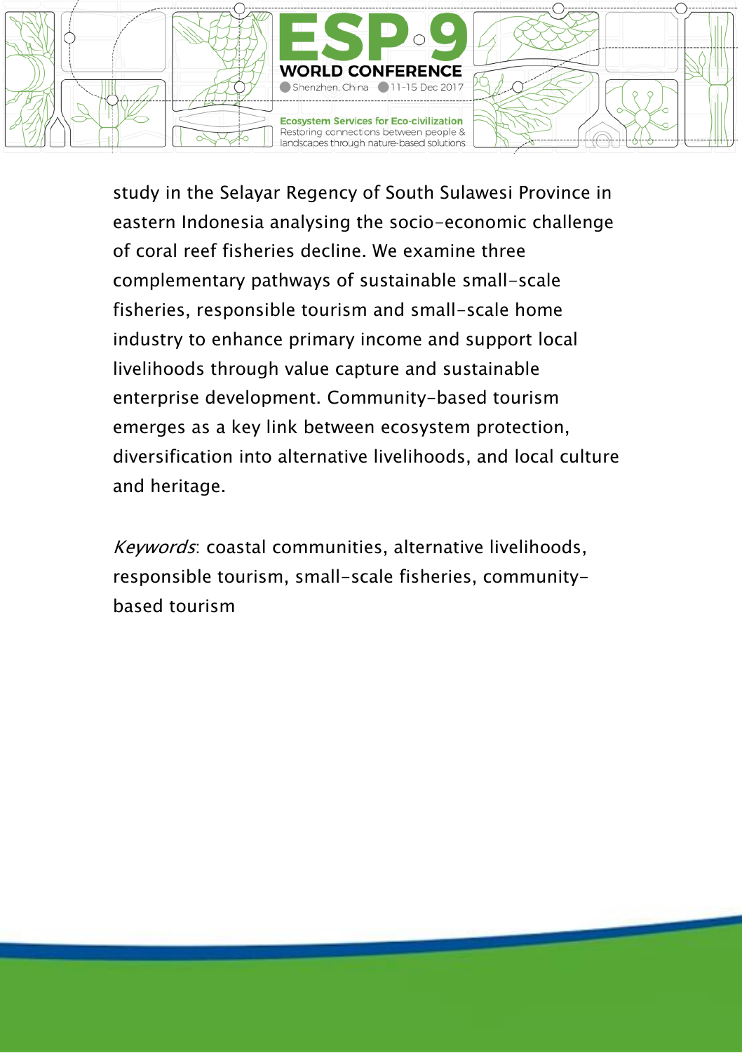study in the Selayar Regency of South Sulawesi Province in eastern Indonesia analysing the socio-economic challenge of coral reef fisheries decline. We examine three complementary pathways of sustainable small-scale fisheries, responsible tourism and small-scale home industry to enhance primary income and support local livelihoods through value capture and sustainable enterprise development. Community-based tourism emerges as a key link between ecosystem protection, diversification into alternative livelihoods, and local culture and heritage.

*Keywords*: coastal communities, alternative livelihoods, responsible tourism, small-scale fisheries, community-based tourism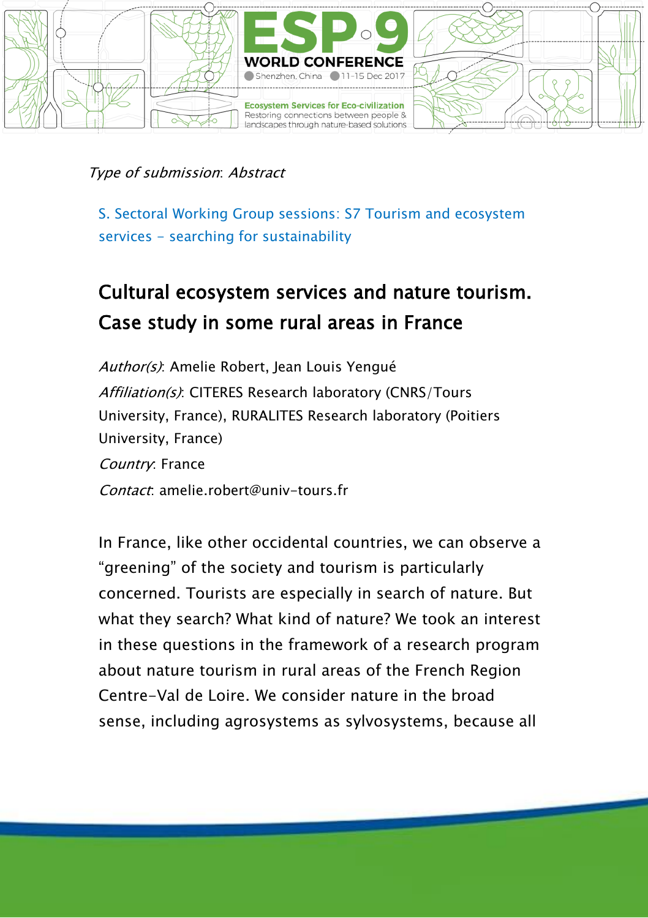*Type of submission*: *Abstract*

S. Sectoral Working Group sessions: S7 Tourism and ecosystem services – searching for sustainability

# Cultural ecosystem services and nature tourism. Case study in some rural areas in France

*Author(s)*: Amelie Robert, Jean Louis Yengué

*Affiliation(s)*: CITERES Research laboratory (CNRS/Tours University, France), RURALITES Research laboratory (Poitiers University, France)

*Country*: France

*Contact*: amelie.robert@univ-tours.fr

In France, like other occidental countries, we can observe a "greening" of the society and tourism is particularly concerned. Tourists are especially in search of nature. But what they search? What kind of nature? We took an interest in these questions in the framework of a research program about nature tourism in rural areas of the French Region Centre-Val de Loire. We consider nature in the broad sense, including agrosystems as sylvosystems, because all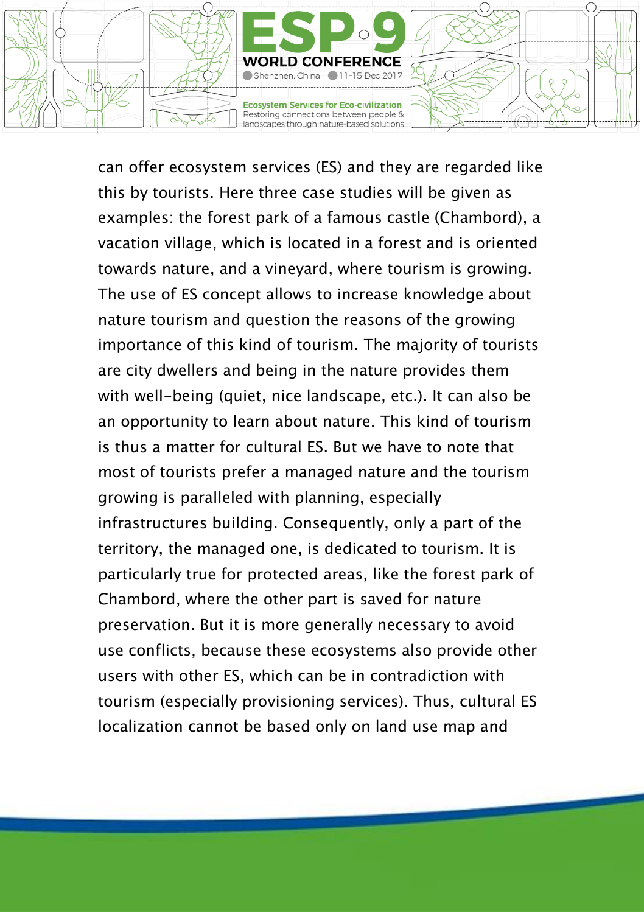can offer ecosystem services (ES) and they are regarded like this by tourists. Here three case studies will be given as examples: the forest park of a famous castle (Chambord), a vacation village, which is located in a forest and is oriented towards nature, and a vineyard, where tourism is growing. The use of ES concept allows to increase knowledge about nature tourism and question the reasons of the growing importance of this kind of tourism. The majority of tourists are city dwellers and being in the nature provides them with well-being (quiet, nice landscape, etc.). It can also be an opportunity to learn about nature. This kind of tourism is thus a matter for cultural ES. But we have to note that most of tourists prefer a managed nature and the tourism growing is paralleled with planning, especially infrastructures building. Consequently, only a part of the territory, the managed one, is dedicated to tourism. It is particularly true for protected areas, like the forest park of Chambord, where the other part is saved for nature preservation. But it is more generally necessary to avoid use conflicts, because these ecosystems also provide other users with other ES, which can be in contradiction with tourism (especially provisioning services). Thus, cultural ES localization cannot be based only on land use map and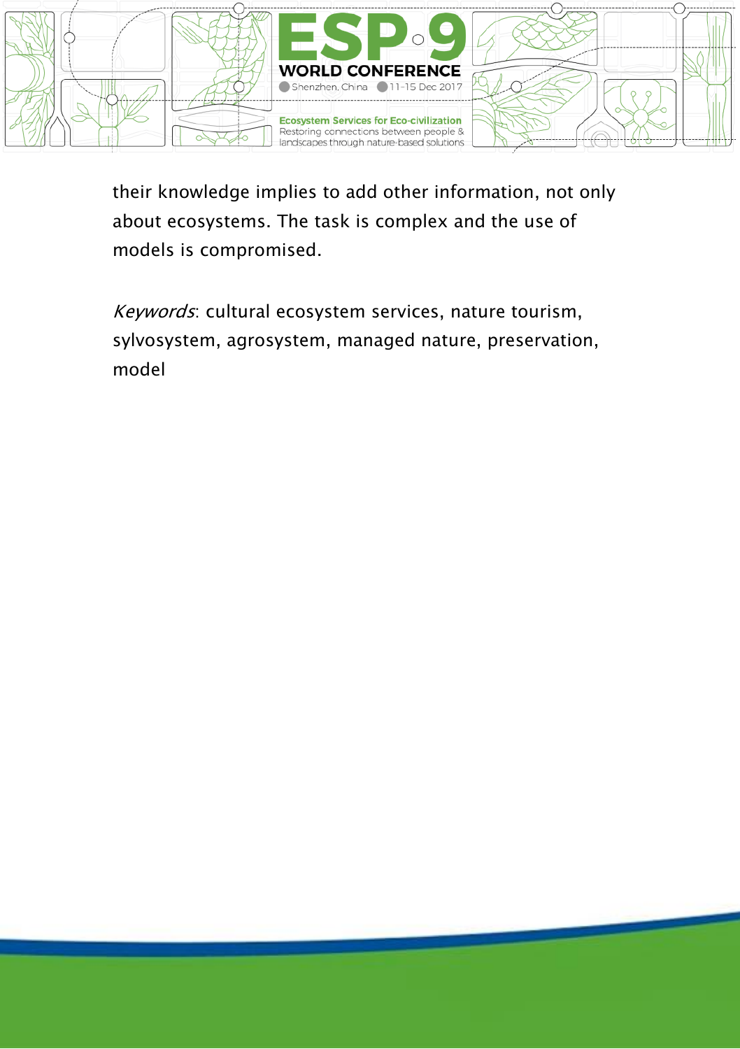their knowledge implies to add other information, not only about ecosystems. The task is complex and the use of models is compromised.

*Keywords*: cultural ecosystem services, nature tourism, sylvosystem, agrosystem, managed nature, preservation, model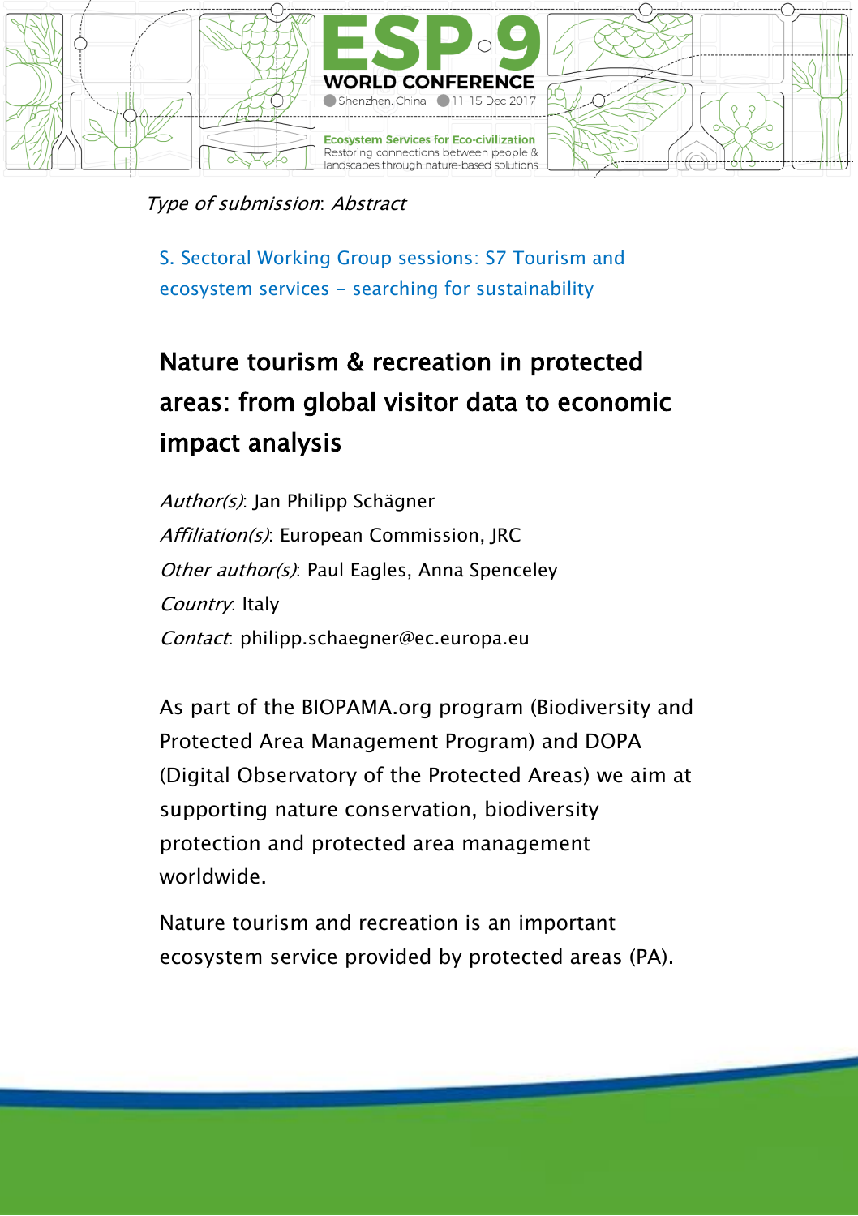*Type of submission*: *Abstract*

S. Sectoral Working Group sessions: S7 Tourism and ecosystem services – searching for sustainability

# Nature tourism & recreation in protected areas: from global visitor data to economic impact analysis

*Author(s)*: Jan Philipp Schägner
*Affiliation(s)*: European Commission, JRC
*Other author(s)*: Paul Eagles, Anna Spenceley
*Country*: Italy
*Contact*: philipp.schaegner@ec.europa.eu

As part of the BIOPAMA.org program (Biodiversity and Protected Area Management Program) and DOPA (Digital Observatory of the Protected Areas) we aim at supporting nature conservation, biodiversity protection and protected area management worldwide.

Nature tourism and recreation is an important ecosystem service provided by protected areas (PA).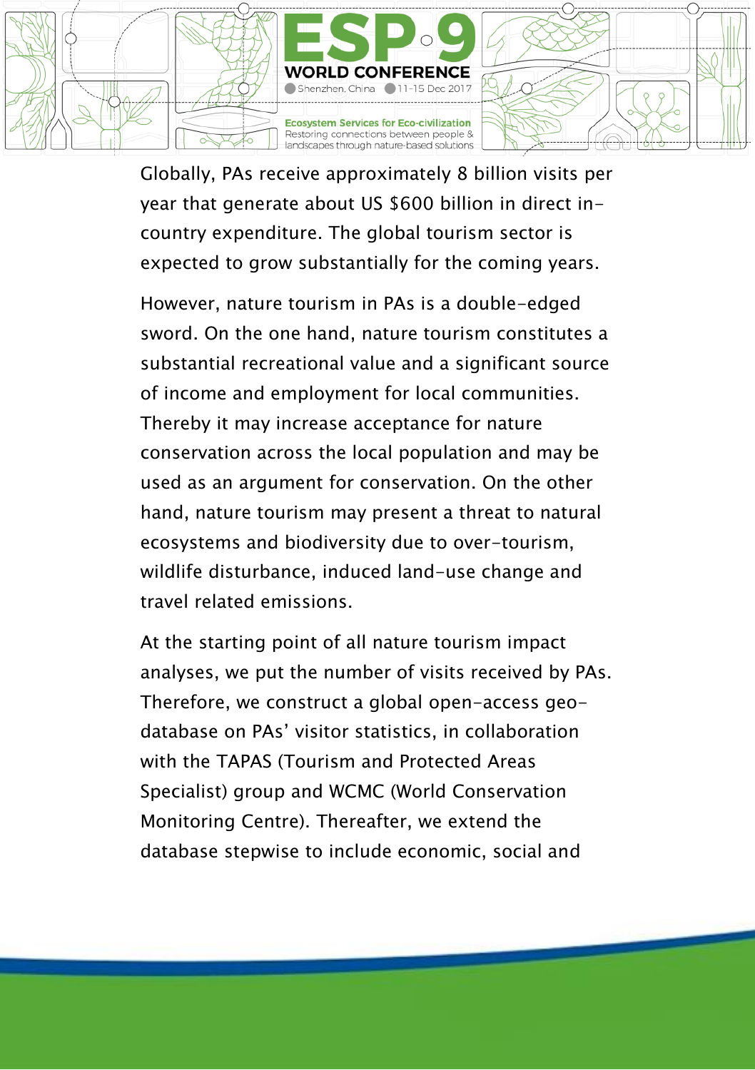Globally, PAs receive approximately 8 billion visits per year that generate about US $600 billion in direct in-country expenditure. The global tourism sector is expected to grow substantially for the coming years.

However, nature tourism in PAs is a double-edged sword. On the one hand, nature tourism constitutes a substantial recreational value and a significant source of income and employment for local communities. Thereby it may increase acceptance for nature conservation across the local population and may be used as an argument for conservation. On the other hand, nature tourism may present a threat to natural ecosystems and biodiversity due to over-tourism, wildlife disturbance, induced land-use change and travel related emissions.

At the starting point of all nature tourism impact analyses, we put the number of visits received by PAs. Therefore, we construct a global open-access geo-database on PAs' visitor statistics, in collaboration with the TAPAS (Tourism and Protected Areas Specialist) group and WCMC (World Conservation Monitoring Centre). Thereafter, we extend the database stepwise to include economic, social and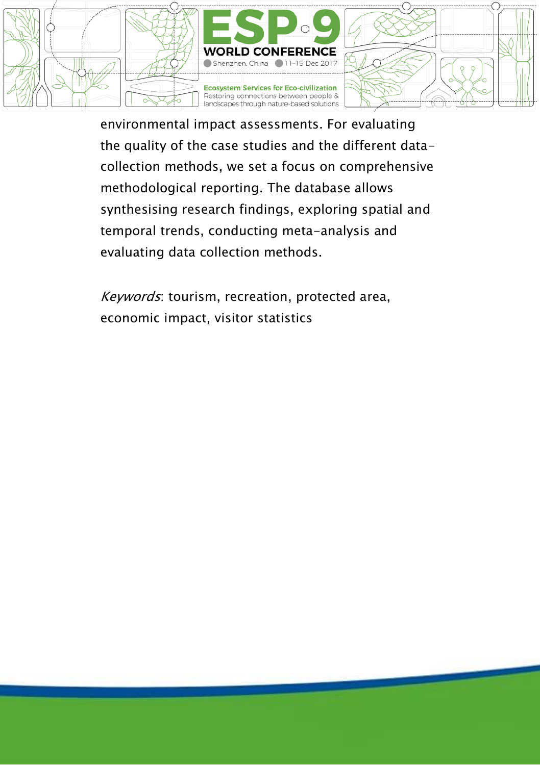environmental impact assessments. For evaluating the quality of the case studies and the different data-collection methods, we set a focus on comprehensive methodological reporting. The database allows synthesising research findings, exploring spatial and temporal trends, conducting meta-analysis and evaluating data collection methods.

*Keywords*: tourism, recreation, protected area, economic impact, visitor statistics